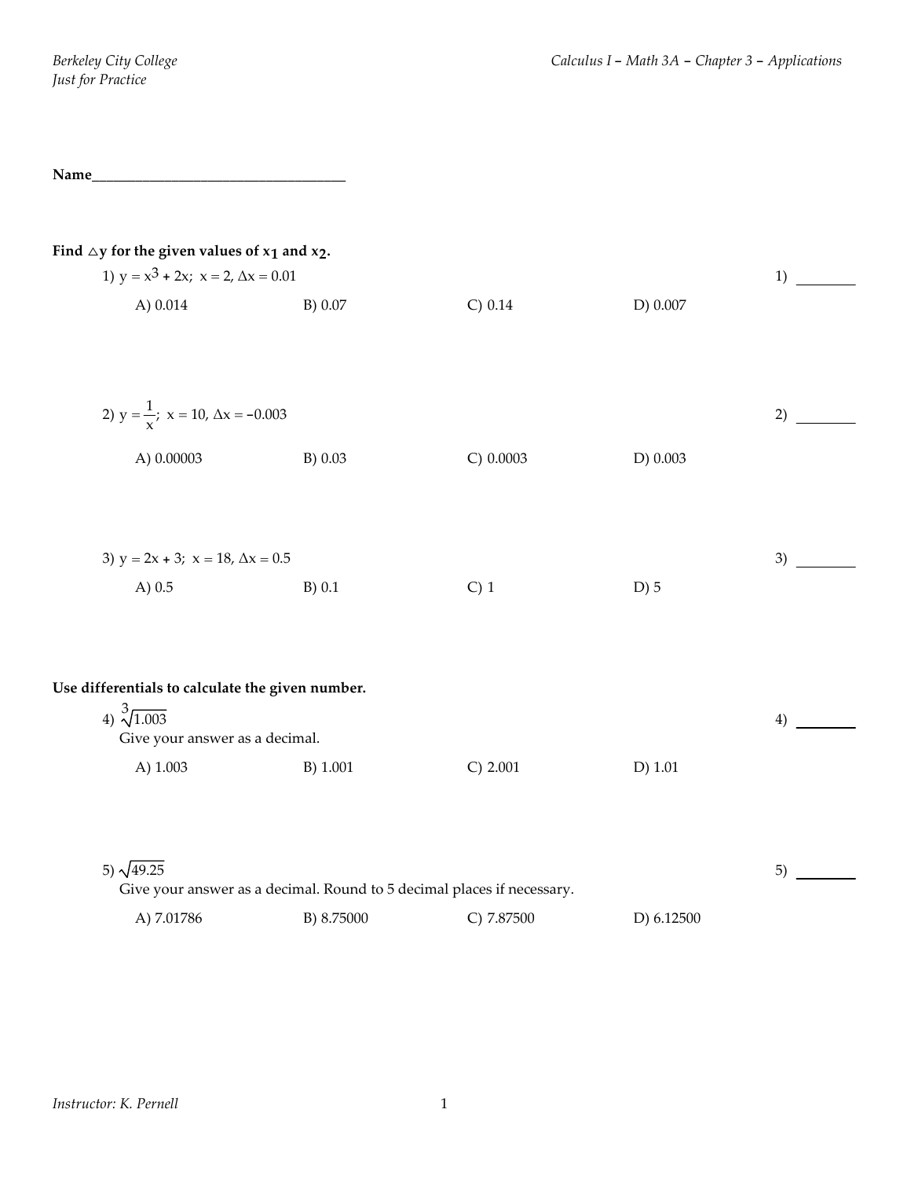**Name**\_\_\_\_\_\_\_\_\_\_\_\_\_\_\_\_\_\_\_\_\_\_\_\_\_\_\_\_\_\_\_\_\_\_\_

**Find $\triangle y$ for the given values of $x_1$ and $x_2$.**

1) $y = x^3 + 2x$; $x = 2$, $\Delta x = 0.01$ 1) \_\_\_\_\_\_\_\_

A) 0.014 B) 0.07 C) 0.14 D) 0.007

2) $y = \frac{1}{x}$; $x = 10$, $\Delta x = -0.003$ 2) \_\_\_\_\_\_\_\_

A) 0.00003 B) 0.03 C) 0.0003 D) 0.003

3) $y = 2x + 3$; $x = 18$, $\Delta x = 0.5$ 3) \_\_\_\_\_\_\_\_

A) 0.5 B) 0.1 C) 1 D) 5

**Use differentials to calculate the given number.**

4) $\sqrt[3]{1.003}$ 4) \_\_\_\_\_\_\_\_

Give your answer as a decimal.

A) 1.003 B) 1.001 C) 2.001 D) 1.01

5) $\sqrt{49.25}$ 5) \_\_\_\_\_\_\_\_

Give your answer as a decimal. Round to 5 decimal places if necessary.

A) 7.01786 B) 8.75000 C) 7.87500 D) 6.12500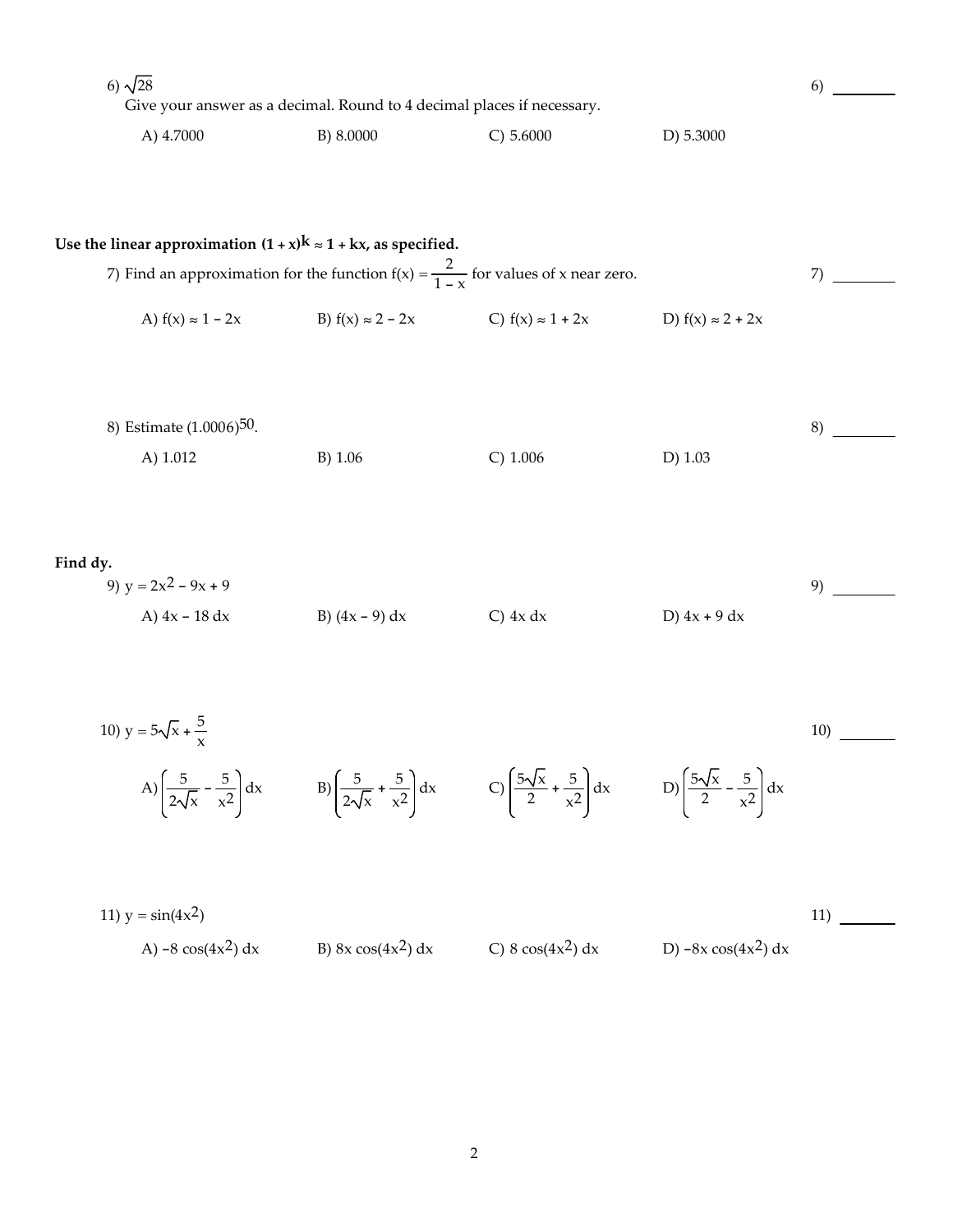6) $\sqrt{28}$

Give your answer as a decimal. Round to 4 decimal places if necessary.

6) ________

A) 4.7000 B) 8.0000 C) 5.6000 D) 5.3000

**Use the linear approximation $(1 + x)^k \approx 1 + kx$, as specified.**

7) Find an approximation for the function $f(x) = \dfrac{2}{1 - x}$ for values of x near zero.

7) ________

A) $f(x) \approx 1 - 2x$ B) $f(x) \approx 2 - 2x$ C) $f(x) \approx 1 + 2x$ D) $f(x) \approx 2 + 2x$

8) Estimate $(1.0006)^{50}$.

8) ________

A) 1.012 B) 1.06 C) 1.006 D) 1.03

**Find dy.**

9) $y = 2x^2 - 9x + 9$

9) ________

A) $4x - 18\ dx$ B) $(4x - 9)\ dx$ C) $4x\ dx$ D) $4x + 9\ dx$

10) $y = 5\sqrt{x} + \dfrac{5}{x}$

10) ________

A) $\left(\dfrac{5}{2\sqrt{x}} - \dfrac{5}{x^2}\right) dx$ B) $\left(\dfrac{5}{2\sqrt{x}} + \dfrac{5}{x^2}\right) dx$ C) $\left(\dfrac{5\sqrt{x}}{2} + \dfrac{5}{x^2}\right) dx$ D) $\left(\dfrac{5\sqrt{x}}{2} - \dfrac{5}{x^2}\right) dx$

11) $y = \sin(4x^2)$

11) ________

A) $-8 \cos(4x^2)\ dx$ B) $8x \cos(4x^2)\ dx$ C) $8 \cos(4x^2)\ dx$ D) $-8x \cos(4x^2)\ dx$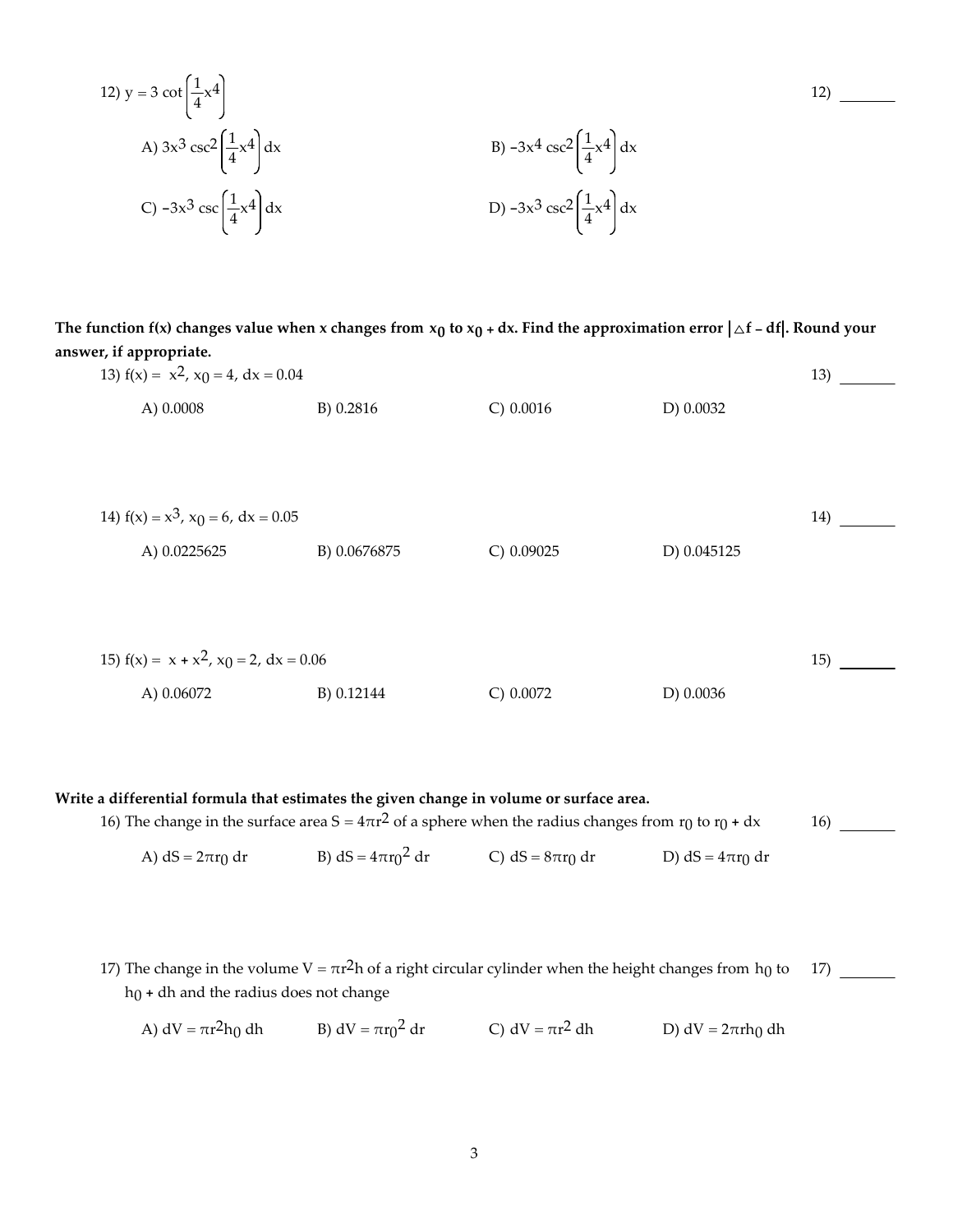12) $y = 3 \cot\left(\frac{1}{4}x^4\right)$ 12) ________

A) $3x^3 \csc^2\left(\frac{1}{4}x^4\right) dx$

B) $-3x^4 \csc^2\left(\frac{1}{4}x^4\right) dx$

C) $-3x^3 \csc\left(\frac{1}{4}x^4\right) dx$

D) $-3x^3 \csc^2\left(\frac{1}{4}x^4\right) dx$

**The function f(x) changes value when x changes from $x_0$ to $x_0 + dx$. Find the approximation error $|\triangle f - df|$. Round your answer, if appropriate.**

13) $f(x) = x^2$, $x_0 = 4$, $dx = 0.04$ 13) ________

A) 0.0008 B) 0.2816 C) 0.0016 D) 0.0032

14) $f(x) = x^3$, $x_0 = 6$, $dx = 0.05$ 14) ________

A) 0.0225625 B) 0.0676875 C) 0.09025 D) 0.045125

15) $f(x) = x + x^2$, $x_0 = 2$, $dx = 0.06$ 15) ________

A) 0.06072 B) 0.12144 C) 0.0072 D) 0.0036

**Write a differential formula that estimates the given change in volume or surface area.**

16) The change in the surface area $S = 4\pi r^2$ of a sphere when the radius changes from $r_0$ to $r_0 + dx$ 16) ________

A) $dS = 2\pi r_0 \, dr$ B) $dS = 4\pi r_0^2 \, dr$ C) $dS = 8\pi r_0 \, dr$ D) $dS = 4\pi r_0 \, dr$

17) The change in the volume $V = \pi r^2 h$ of a right circular cylinder when the height changes from $h_0$ to $h_0 + dh$ and the radius does not change 17) ________

A) $dV = \pi r^2 h_0 \, dh$ B) $dV = \pi r_0^2 \, dr$ C) $dV = \pi r^2 \, dh$ D) $dV = 2\pi r h_0 \, dh$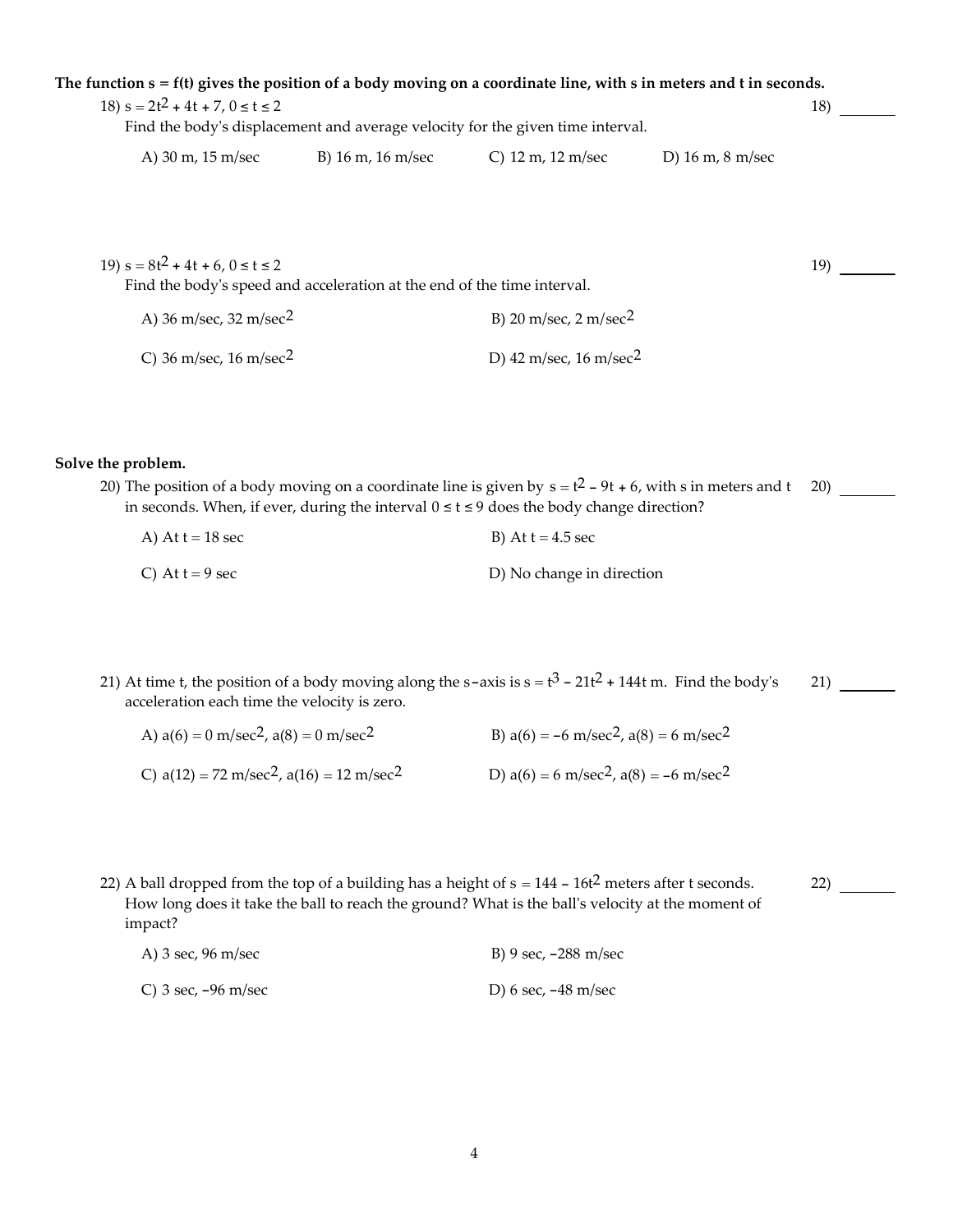**The function s = f(t) gives the position of a body moving on a coordinate line, with s in meters and t in seconds.**

18) $s = 2t^2 + 4t + 7, 0 \le t \le 2$ 18) ________

Find the body's displacement and average velocity for the given time interval.

A) 30 m, 15 m/sec B) 16 m, 16 m/sec C) 12 m, 12 m/sec D) 16 m, 8 m/sec

19) $s = 8t^2 + 4t + 6, 0 \le t \le 2$ 19) ________

Find the body's speed and acceleration at the end of the time interval.

A) 36 m/sec, 32 m/sec$^2$ B) 20 m/sec, 2 m/sec$^2$

C) 36 m/sec, 16 m/sec$^2$ D) 42 m/sec, 16 m/sec$^2$

**Solve the problem.**

20) The position of a body moving on a coordinate line is given by $s = t^2 - 9t + 6$, with s in meters and t in seconds. When, if ever, during the interval $0 \le t \le 9$ does the body change direction? 20) ________

A) At t = 18 sec B) At t = 4.5 sec

C) At t = 9 sec D) No change in direction

21) At time t, the position of a body moving along the s-axis is $s = t^3 - 21t^2 + 144t$ m. Find the body's acceleration each time the velocity is zero. 21) ________

A) $a(6) = 0$ m/sec$^2$, $a(8) = 0$ m/sec$^2$ B) $a(6) = -6$ m/sec$^2$, $a(8) = 6$ m/sec$^2$

C) $a(12) = 72$ m/sec$^2$, $a(16) = 12$ m/sec$^2$ D) $a(6) = 6$ m/sec$^2$, $a(8) = -6$ m/sec$^2$

22) A ball dropped from the top of a building has a height of $s = 144 - 16t^2$ meters after t seconds. How long does it take the ball to reach the ground? What is the ball's velocity at the moment of impact? 22) ________

A) 3 sec, 96 m/sec B) 9 sec, −288 m/sec

C) 3 sec, −96 m/sec D) 6 sec, −48 m/sec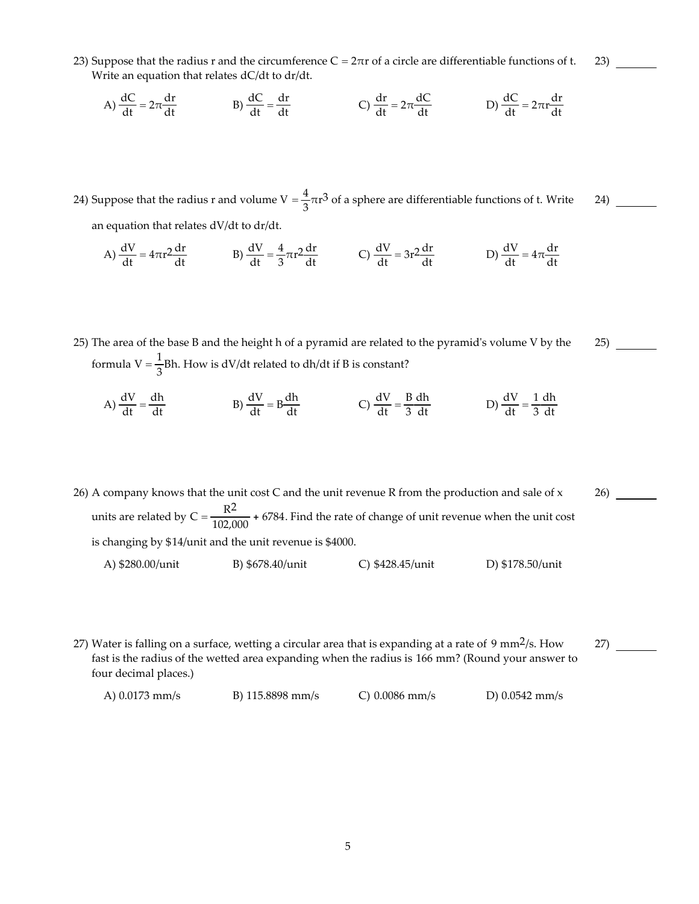23) Suppose that the radius r and the circumference $C = 2\pi r$ of a circle are differentiable functions of t. Write an equation that relates dC/dt to dr/dt.

23) ________

A) $\frac{dC}{dt} = 2\pi \frac{dr}{dt}$  B) $\frac{dC}{dt} = \frac{dr}{dt}$  C) $\frac{dr}{dt} = 2\pi \frac{dC}{dt}$  D) $\frac{dC}{dt} = 2\pi r \frac{dr}{dt}$

24) Suppose that the radius r and volume $V = \frac{4}{3}\pi r^3$ of a sphere are differentiable functions of t. Write an equation that relates dV/dt to dr/dt.

24) ________

A) $\frac{dV}{dt} = 4\pi r^2 \frac{dr}{dt}$  B) $\frac{dV}{dt} = \frac{4}{3}\pi r^2 \frac{dr}{dt}$  C) $\frac{dV}{dt} = 3r^2 \frac{dr}{dt}$  D) $\frac{dV}{dt} = 4\pi \frac{dr}{dt}$

25) The area of the base B and the height h of a pyramid are related to the pyramid's volume V by the formula $V = \frac{1}{3}Bh$. How is dV/dt related to dh/dt if B is constant?

25) ________

A) $\frac{dV}{dt} = \frac{dh}{dt}$  B) $\frac{dV}{dt} = B\frac{dh}{dt}$  C) $\frac{dV}{dt} = \frac{B}{3}\frac{dh}{dt}$  D) $\frac{dV}{dt} = \frac{1}{3}\frac{dh}{dt}$

26) A company knows that the unit cost C and the unit revenue R from the production and sale of x units are related by $C = \frac{R^2}{102{,}000} + 6784$. Find the rate of change of unit revenue when the unit cost is changing by \$14/unit and the unit revenue is \$4000.

26) ________

A) \$280.00/unit  B) \$678.40/unit  C) \$428.45/unit  D) \$178.50/unit

27) Water is falling on a surface, wetting a circular area that is expanding at a rate of 9 $mm^2$/s. How fast is the radius of the wetted area expanding when the radius is 166 mm? (Round your answer to four decimal places.)

27) ________

A) 0.0173 mm/s  B) 115.8898 mm/s  C) 0.0086 mm/s  D) 0.0542 mm/s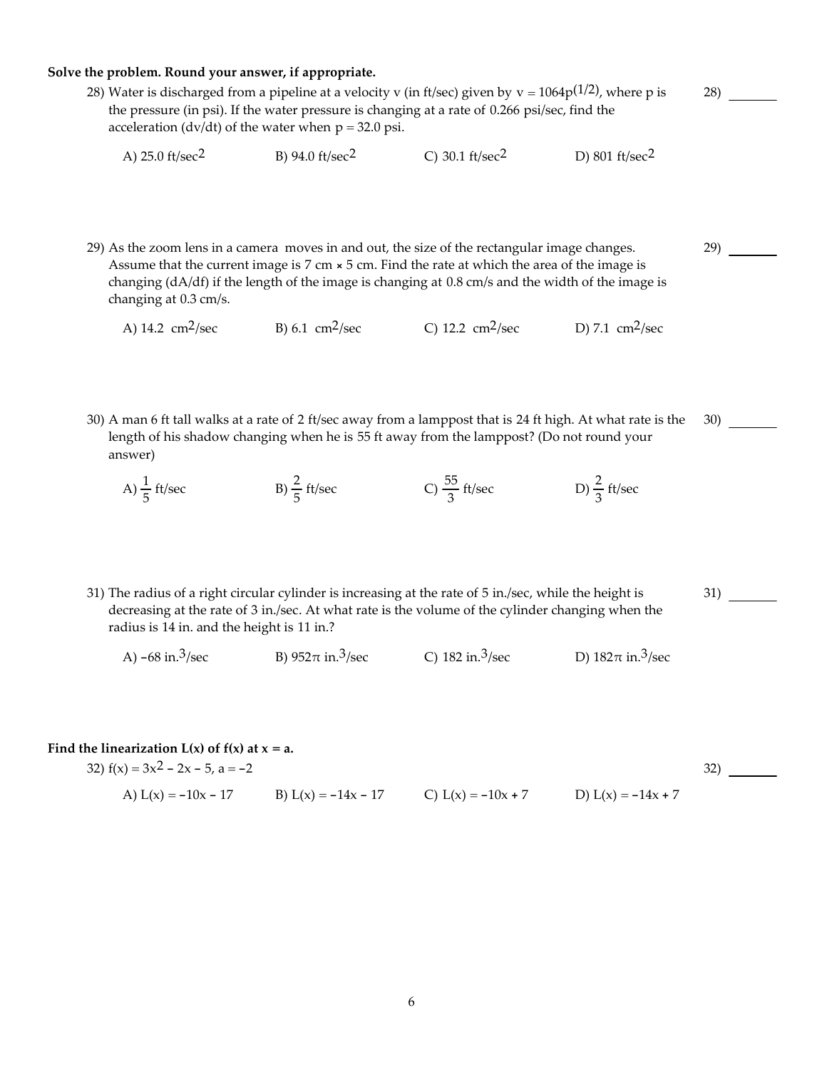**Solve the problem. Round your answer, if appropriate.**

28) Water is discharged from a pipeline at a velocity v (in ft/sec) given by $v = 1064p^{(1/2)}$, where p is the pressure (in psi). If the water pressure is changing at a rate of 0.266 psi/sec, find the acceleration (dv/dt) of the water when p = 32.0 psi.

28) ________

A) 25.0 $\text{ft/sec}^2$ B) 94.0 $\text{ft/sec}^2$ C) 30.1 $\text{ft/sec}^2$ D) 801 $\text{ft/sec}^2$

29) As the zoom lens in a camera moves in and out, the size of the rectangular image changes. Assume that the current image is 7 cm × 5 cm. Find the rate at which the area of the image is changing (dA/df) if the length of the image is changing at 0.8 cm/s and the width of the image is changing at 0.3 cm/s.

29) ________

A) 14.2 $\text{cm}^2/\text{sec}$ B) 6.1 $\text{cm}^2/\text{sec}$ C) 12.2 $\text{cm}^2/\text{sec}$ D) 7.1 $\text{cm}^2/\text{sec}$

30) A man 6 ft tall walks at a rate of 2 ft/sec away from a lamppost that is 24 ft high. At what rate is the length of his shadow changing when he is 55 ft away from the lamppost? (Do not round your answer)

30) ________

A) $\frac{1}{5}$ ft/sec B) $\frac{2}{5}$ ft/sec C) $\frac{55}{3}$ ft/sec D) $\frac{2}{3}$ ft/sec

31) The radius of a right circular cylinder is increasing at the rate of 5 in./sec, while the height is decreasing at the rate of 3 in./sec. At what rate is the volume of the cylinder changing when the radius is 14 in. and the height is 11 in.?

31) ________

A) −68 $\text{in.}^3/\text{sec}$ B) $952\pi$ $\text{in.}^3/\text{sec}$ C) 182 $\text{in.}^3/\text{sec}$ D) $182\pi$ $\text{in.}^3/\text{sec}$

**Find the linearization L(x) of f(x) at x = a.**

32) $f(x) = 3x^2 - 2x - 5$, $a = -2$

32) ________

A) $L(x) = -10x - 17$ B) $L(x) = -14x - 17$ C) $L(x) = -10x + 7$ D) $L(x) = -14x + 7$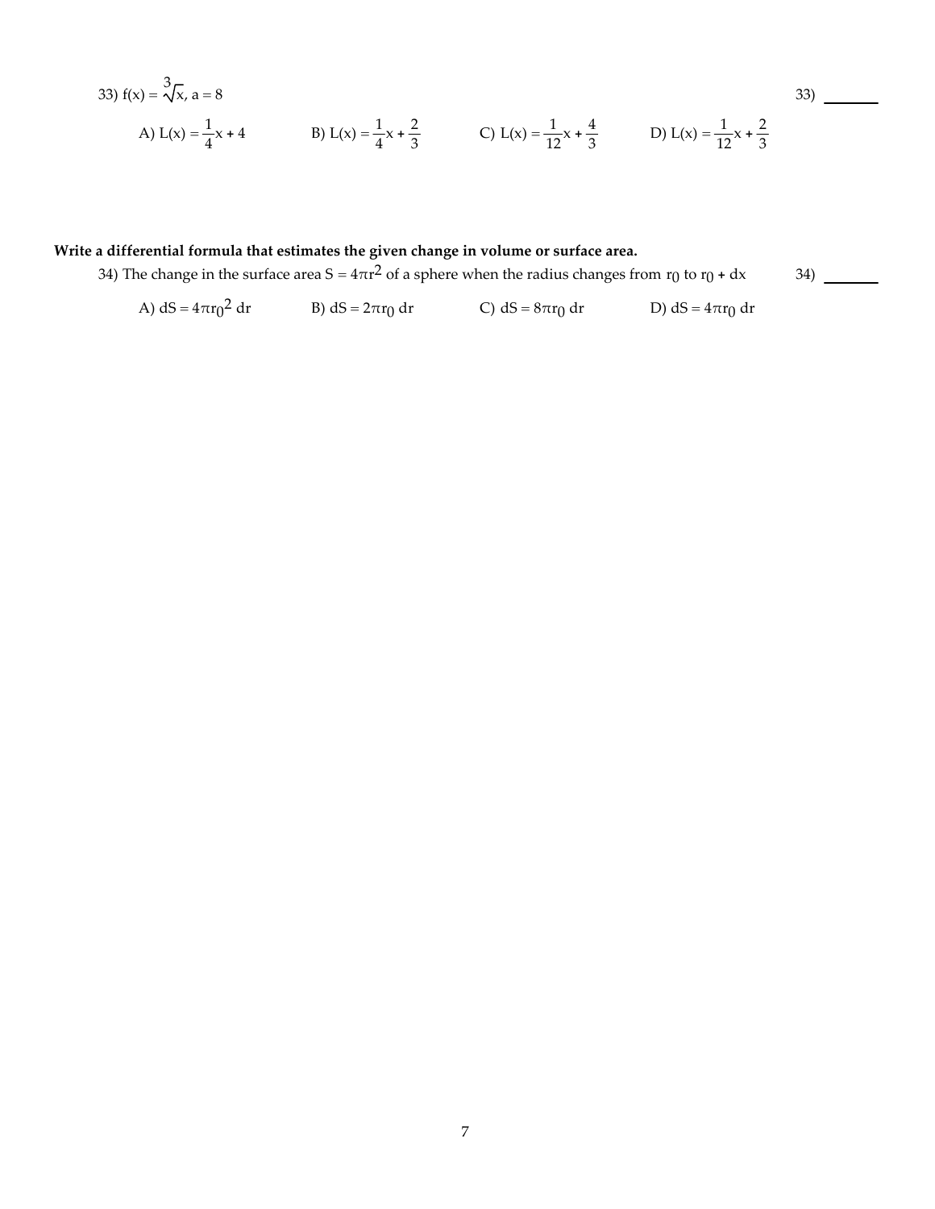33) $f(x) = \sqrt[3]{x}$, $a = 8$ 33) ________

A) $L(x) = \frac{1}{4}x + 4$ B) $L(x) = \frac{1}{4}x + \frac{2}{3}$ C) $L(x) = \frac{1}{12}x + \frac{4}{3}$ D) $L(x) = \frac{1}{12}x + \frac{2}{3}$

**Write a differential formula that estimates the given change in volume or surface area.**

34) The change in the surface area $S = 4\pi r^2$ of a sphere when the radius changes from $r_0$ to $r_0 + dx$ 34) ________

A) $dS = 4\pi r_0^2\ dr$ B) $dS = 2\pi r_0\ dr$ C) $dS = 8\pi r_0\ dr$ D) $dS = 4\pi r_0\ dr$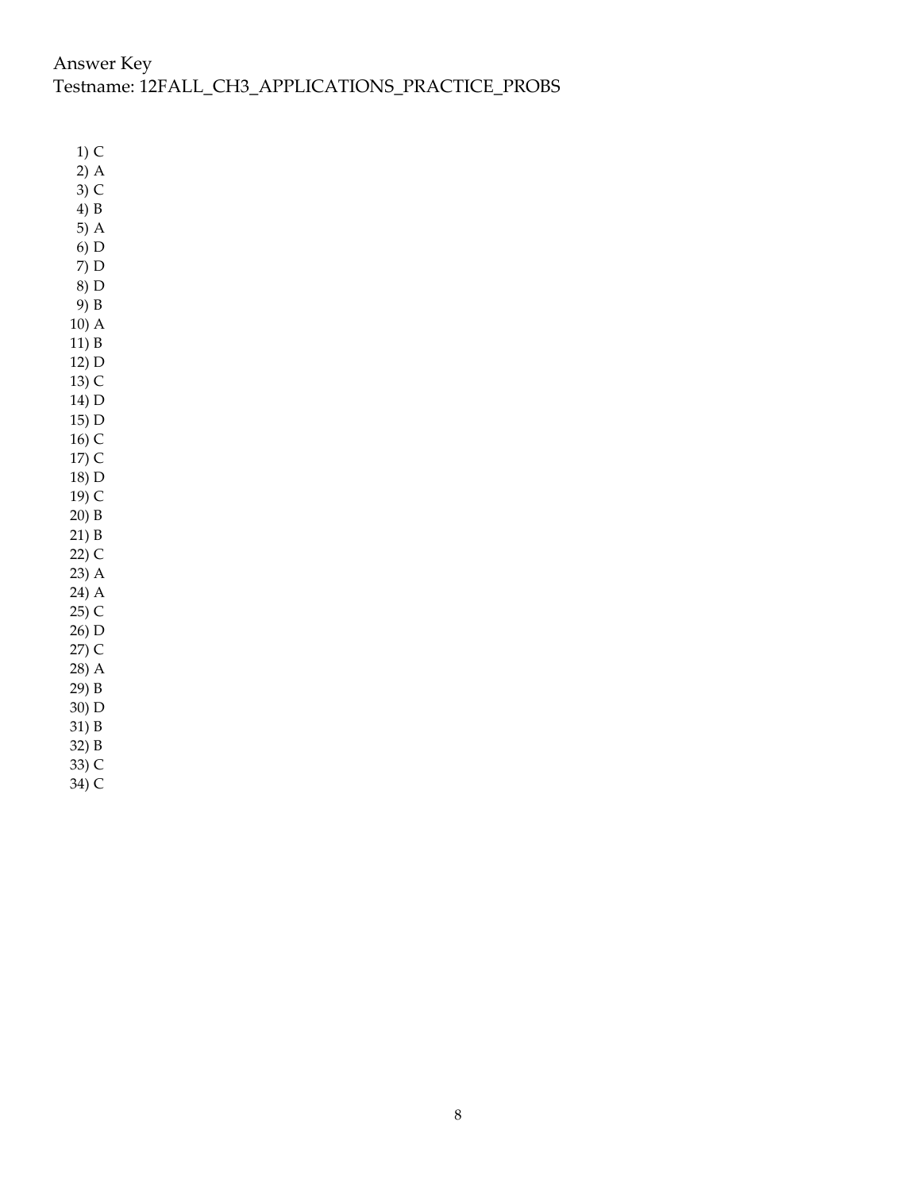Answer Key
Testname: 12FALL_CH3_APPLICATIONS_PRACTICE_PROBS

1) C
2) A
3) C
4) B
5) A
6) D
7) D
8) D
9) B
10) A
11) B
12) D
13) C
14) D
15) D
16) C
17) C
18) D
19) C
20) B
21) B
22) C
23) A
24) A
25) C
26) D
27) C
28) A
29) B
30) D
31) B
32) B
33) C
34) C